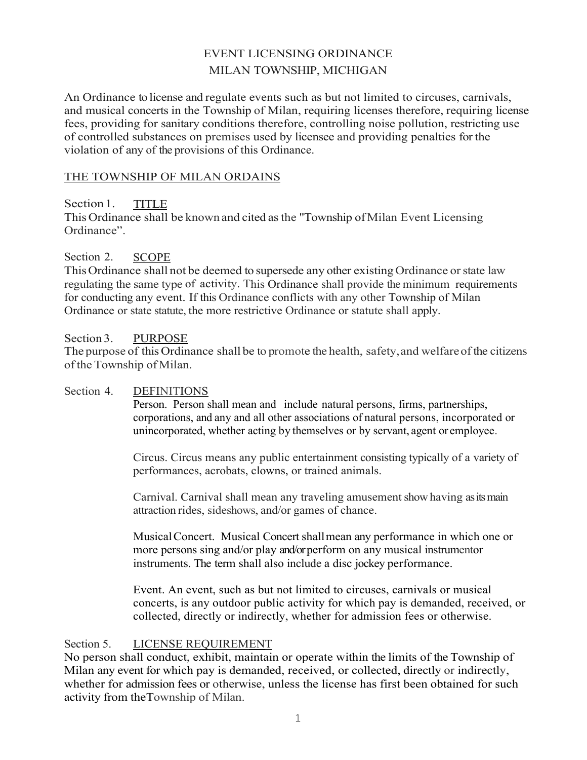# EVENT LICENSING ORDINANCE
# MILAN TOWNSHIP, MICHIGAN

An Ordinance to license and regulate events such as but not limited to circuses, carnivals, and musical concerts in the Township of Milan, requiring licenses therefore, requiring license fees, providing for sanitary conditions therefore, controlling noise pollution, restricting use of controlled substances on premises used by licensee and providing penalties for the violation of any of the provisions of this Ordinance.

THE TOWNSHIP OF MILAN ORDAINS

## Section 1. TITLE

This Ordinance shall be known and cited as the "Township of Milan Event Licensing Ordinance".

## Section 2. SCOPE

This Ordinance shall not be deemed to supersede any other existing Ordinance or state law regulating the same type of activity. This Ordinance shall provide the minimum requirements for conducting any event. If this Ordinance conflicts with any other Township of Milan Ordinance or state statute, the more restrictive Ordinance or statute shall apply.

## Section 3. PURPOSE

The purpose of this Ordinance shall be to promote the health, safety, and welfare of the citizens of the Township of Milan.

## Section 4. DEFINITIONS

Person. Person shall mean and include natural persons, firms, partnerships, corporations, and any and all other associations of natural persons, incorporated or unincorporated, whether acting by themselves or by servant, agent or employee.

Circus. Circus means any public entertainment consisting typically of a variety of performances, acrobats, clowns, or trained animals.

Carnival. Carnival shall mean any traveling amusement show having as its main attraction rides, sideshows, and/or games of chance.

Musical Concert. Musical Concert shall mean any performance in which one or more persons sing and/or play and/or perform on any musical instrument or instruments. The term shall also include a disc jockey performance.

Event. An event, such as but not limited to circuses, carnivals or musical concerts, is any outdoor public activity for which pay is demanded, received, or collected, directly or indirectly, whether for admission fees or otherwise.

## Section 5. LICENSE REQUIREMENT

No person shall conduct, exhibit, maintain or operate within the limits of the Township of Milan any event for which pay is demanded, received, or collected, directly or indirectly, whether for admission fees or otherwise, unless the license has first been obtained for such activity from the Township of Milan.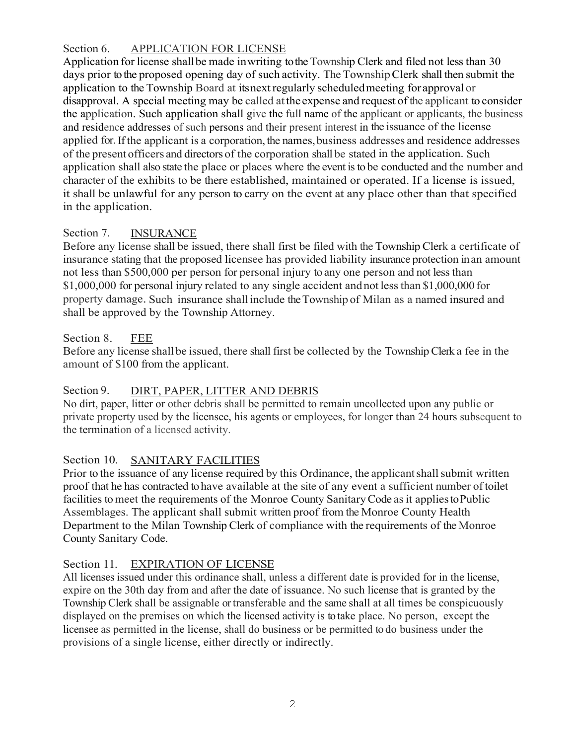## Section 6. APPLICATION FOR LICENSE

Application for license shall be made in writing to the Township Clerk and filed not less than 30 days prior to the proposed opening day of such activity. The Township Clerk shall then submit the application to the Township Board at its next regularly scheduled meeting for approval or disapproval. A special meeting may be called at the expense and request of the applicant to consider the application. Such application shall give the full name of the applicant or applicants, the business and residence addresses of such persons and their present interest in the issuance of the license applied for. If the applicant is a corporation, the names, business addresses and residence addresses of the present officers and directors of the corporation shall be stated in the application. Such application shall also state the place or places where the event is to be conducted and the number and character of the exhibits to be there established, maintained or operated. If a license is issued, it shall be unlawful for any person to carry on the event at any place other than that specified in the application.

## Section 7. INSURANCE

Before any license shall be issued, there shall first be filed with the Township Clerk a certificate of insurance stating that the proposed licensee has provided liability insurance protection in an amount not less than $500,000 per person for personal injury to any one person and not less than $1,000,000 for personal injury related to any single accident and not less than $1,000,000 for property damage. Such insurance shall include the Township of Milan as a named insured and shall be approved by the Township Attorney.

## Section 8. FEE

Before any license shall be issued, there shall first be collected by the Township Clerk a fee in the amount of $100 from the applicant.

## Section 9. DIRT, PAPER, LITTER AND DEBRIS

No dirt, paper, litter or other debris shall be permitted to remain uncollected upon any public or private property used by the licensee, his agents or employees, for longer than 24 hours subsequent to the termination of a licensed activity.

## Section 10. SANITARY FACILITIES

Prior to the issuance of any license required by this Ordinance, the applicant shall submit written proof that he has contracted to have available at the site of any event a sufficient number of toilet facilities to meet the requirements of the Monroe County Sanitary Code as it applies to Public Assemblages. The applicant shall submit written proof from the Monroe County Health Department to the Milan Township Clerk of compliance with the requirements of the Monroe County Sanitary Code.

## Section 11. EXPIRATION OF LICENSE

All licenses issued under this ordinance shall, unless a different date is provided for in the license, expire on the 30th day from and after the date of issuance. No such license that is granted by the Township Clerk shall be assignable or transferable and the same shall at all times be conspicuously displayed on the premises on which the licensed activity is to take place. No person, except the licensee as permitted in the license, shall do business or be permitted to do business under the provisions of a single license, either directly or indirectly.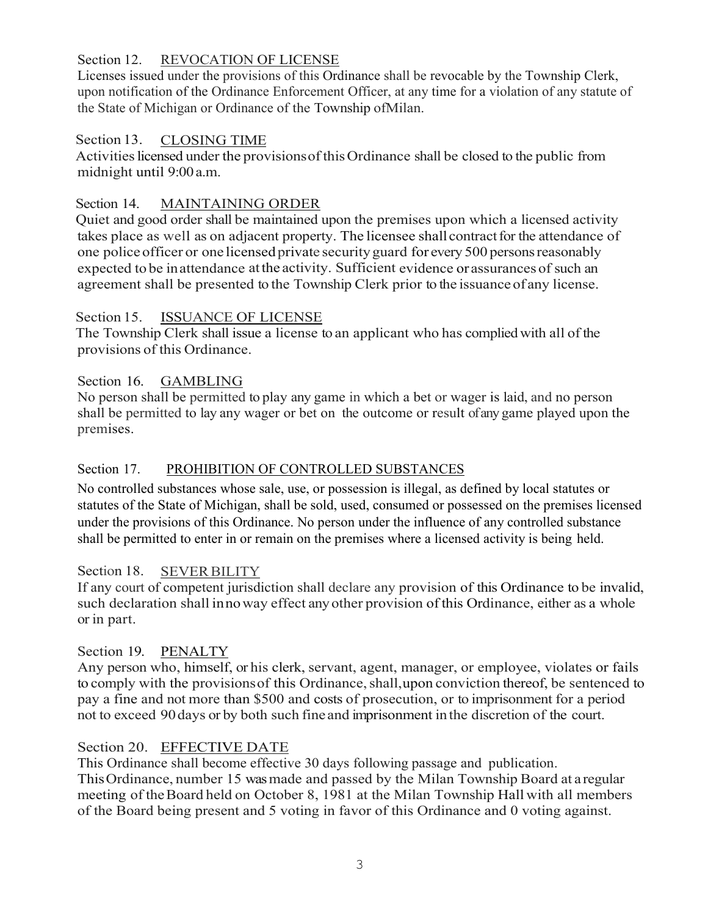## Section 12. REVOCATION OF LICENSE

Licenses issued under the provisions of this Ordinance shall be revocable by the Township Clerk, upon notification of the Ordinance Enforcement Officer, at any time for a violation of any statute of the State of Michigan or Ordinance of the Township ofMilan.

## Section 13. CLOSING TIME

Activities licensed under the provisions of this Ordinance shall be closed to the public from midnight until 9:00 a.m.

## Section 14. MAINTAINING ORDER

Quiet and good order shall be maintained upon the premises upon which a licensed activity takes place as well as on adjacent property. The licensee shall contract for the attendance of one police officer or one licensed private security guard for every 500 persons reasonably expected to be in attendance at the activity. Sufficient evidence or assurances of such an agreement shall be presented to the Township Clerk prior to the issuance of any license.

## Section 15. ISSUANCE OF LICENSE

The Township Clerk shall issue a license to an applicant who has complied with all of the provisions of this Ordinance.

## Section 16. GAMBLING

No person shall be permitted to play any game in which a bet or wager is laid, and no person shall be permitted to lay any wager or bet on the outcome or result ofany game played upon the premises.

## Section 17. PROHIBITION OF CONTROLLED SUBSTANCES

No controlled substances whose sale, use, or possession is illegal, as defined by local statutes or statutes of the State of Michigan, shall be sold, used, consumed or possessed on the premises licensed under the provisions of this Ordinance. No person under the influence of any controlled substance shall be permitted to enter in or remain on the premises where a licensed activity is being held.

## Section 18. SEVER BILITY

If any court of competent jurisdiction shall declare any provision of this Ordinance to be invalid, such declaration shall in no way effect any other provision of this Ordinance, either as a whole or in part.

## Section 19. PENALTY

Any person who, himself, or his clerk, servant, agent, manager, or employee, violates or fails to comply with the provisions of this Ordinance, shall, upon conviction thereof, be sentenced to pay a fine and not more than $500 and costs of prosecution, or to imprisonment for a period not to exceed 90 days or by both such fine and imprisonment in the discretion of the court.

## Section 20. EFFECTIVE DATE

This Ordinance shall become effective 30 days following passage and publication.
This Ordinance, number 15 was made and passed by the Milan Township Board at a regular meeting of the Board held on October 8, 1981 at the Milan Township Hall with all members of the Board being present and 5 voting in favor of this Ordinance and 0 voting against.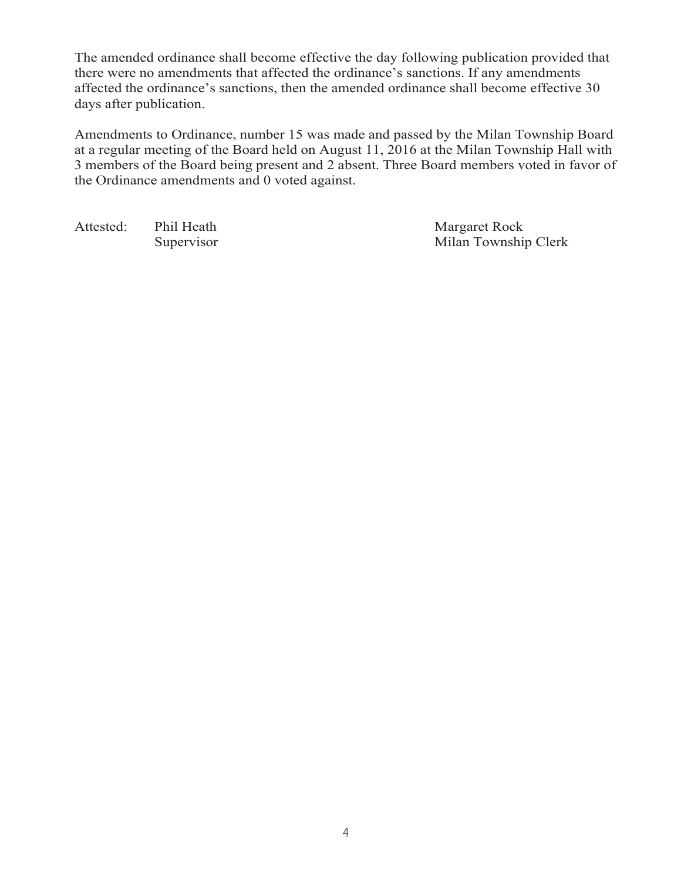The amended ordinance shall become effective the day following publication provided that there were no amendments that affected the ordinance's sanctions. If any amendments affected the ordinance's sanctions, then the amended ordinance shall become effective 30 days after publication.

Amendments to Ordinance, number 15 was made and passed by the Milan Township Board at a regular meeting of the Board held on August 11, 2016 at the Milan Township Hall with 3 members of the Board being present and 2 absent. Three Board members voted in favor of the Ordinance amendments and 0 voted against.

Attested: Phil Heath
Supervisor

Margaret Rock
Milan Township Clerk